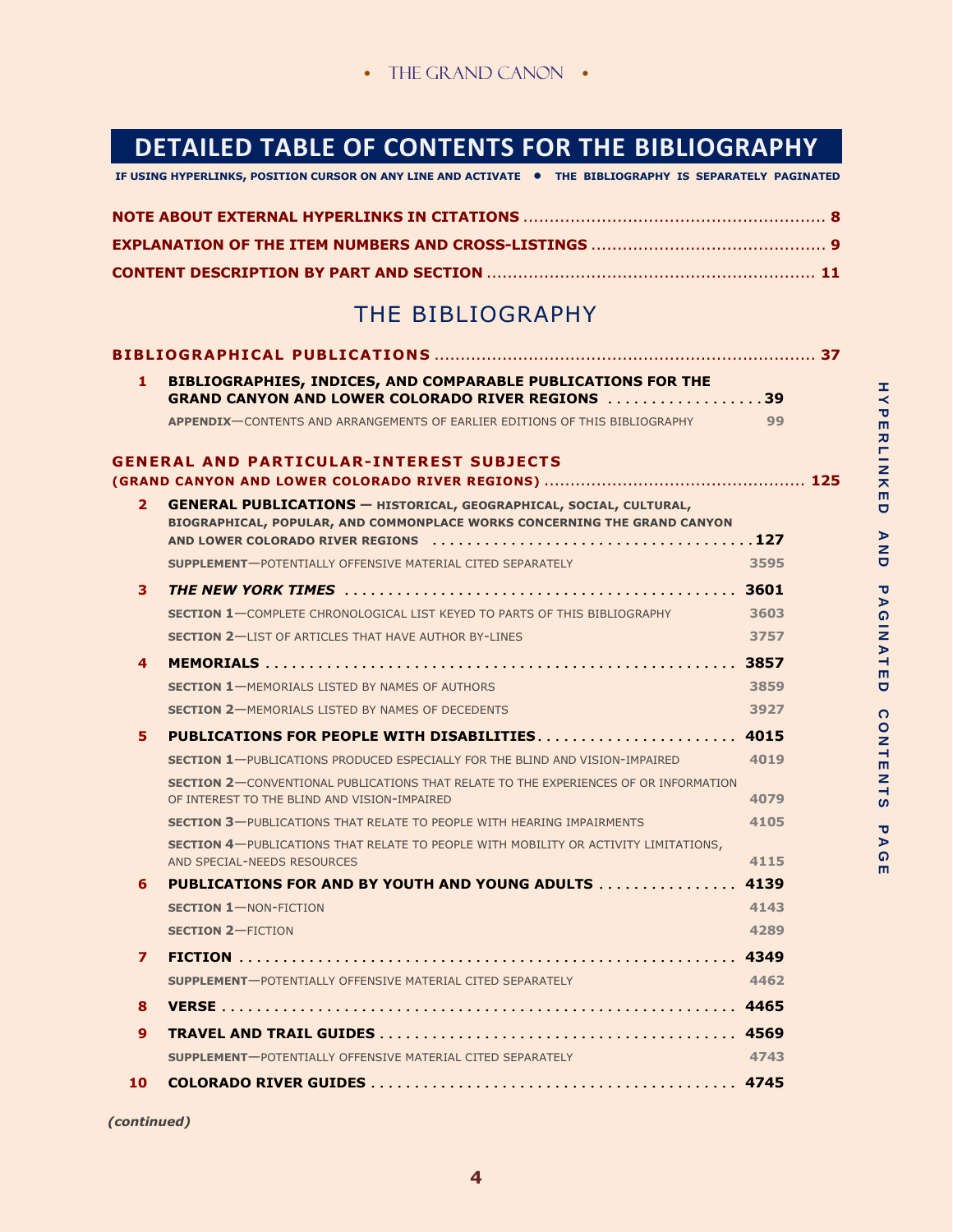# DETAILED TABLE OF CONTENTS FOR THE BIBLIOGRAPHY

**IF USING HYPERLINKS, POSITION CURSOR ON ANY LINE AND ACTIVATE • THE BIBLIOGRAPHY IS SEPARATELY PAGINATED**

**NOTE ABOUT EXTERNAL HYPERLINKS IN CITATIONS** .......... **8**

**EXPLANATION OF THE ITEM NUMBERS AND CROSS-LISTINGS** .......... **9**

**CONTENT DESCRIPTION BY PART AND SECTION** .......... **11**

## THE BIBLIOGRAPHY

**BIBLIOGRAPHICAL PUBLICATIONS** .......... **37**

| | | |
|---|---|---|
| **1** | **BIBLIOGRAPHIES, INDICES, AND COMPARABLE PUBLICATIONS FOR THE GRAND CANYON AND LOWER COLORADO RIVER REGIONS** | **39** |
| | **APPENDIX**—CONTENTS AND ARRANGEMENTS OF EARLIER EDITIONS OF THIS BIBLIOGRAPHY | 99 |

**GENERAL AND PARTICULAR-INTEREST SUBJECTS (GRAND CANYON AND LOWER COLORADO RIVER REGIONS)** .......... **125**

| | | |
|---|---|---|
| **2** | **GENERAL PUBLICATIONS — HISTORICAL, GEOGRAPHICAL, SOCIAL, CULTURAL, BIOGRAPHICAL, POPULAR, AND COMMONPLACE WORKS CONCERNING THE GRAND CANYON AND LOWER COLORADO RIVER REGIONS** | **127** |
| | **SUPPLEMENT**—POTENTIALLY OFFENSIVE MATERIAL CITED SEPARATELY | 3595 |
| **3** | ***THE NEW YORK TIMES*** | **3601** |
| | **SECTION 1**—COMPLETE CHRONOLOGICAL LIST KEYED TO PARTS OF THIS BIBLIOGRAPHY | 3603 |
| | **SECTION 2**—LIST OF ARTICLES THAT HAVE AUTHOR BY-LINES | 3757 |
| **4** | **MEMORIALS** | **3857** |
| | **SECTION 1**—MEMORIALS LISTED BY NAMES OF AUTHORS | 3859 |
| | **SECTION 2**—MEMORIALS LISTED BY NAMES OF DECEDENTS | 3927 |
| **5** | **PUBLICATIONS FOR PEOPLE WITH DISABILITIES** | **4015** |
| | **SECTION 1**—PUBLICATIONS PRODUCED ESPECIALLY FOR THE BLIND AND VISION-IMPAIRED | 4019 |
| | **SECTION 2**—CONVENTIONAL PUBLICATIONS THAT RELATE TO THE EXPERIENCES OF OR INFORMATION OF INTEREST TO THE BLIND AND VISION-IMPAIRED | 4079 |
| | **SECTION 3**—PUBLICATIONS THAT RELATE TO PEOPLE WITH HEARING IMPAIRMENTS | 4105 |
| | **SECTION 4**—PUBLICATIONS THAT RELATE TO PEOPLE WITH MOBILITY OR ACTIVITY LIMITATIONS, AND SPECIAL-NEEDS RESOURCES | 4115 |
| **6** | **PUBLICATIONS FOR AND BY YOUTH AND YOUNG ADULTS** | **4139** |
| | **SECTION 1**—NON-FICTION | 4143 |
| | **SECTION 2**—FICTION | 4289 |
| **7** | **FICTION** | **4349** |
| | **SUPPLEMENT**—POTENTIALLY OFFENSIVE MATERIAL CITED SEPARATELY | 4462 |
| **8** | **VERSE** | **4465** |
| **9** | **TRAVEL AND TRAIL GUIDES** | **4569** |
| | **SUPPLEMENT**—POTENTIALLY OFFENSIVE MATERIAL CITED SEPARATELY | 4743 |
| **10** | **COLORADO RIVER GUIDES** | **4745** |

***(continued)***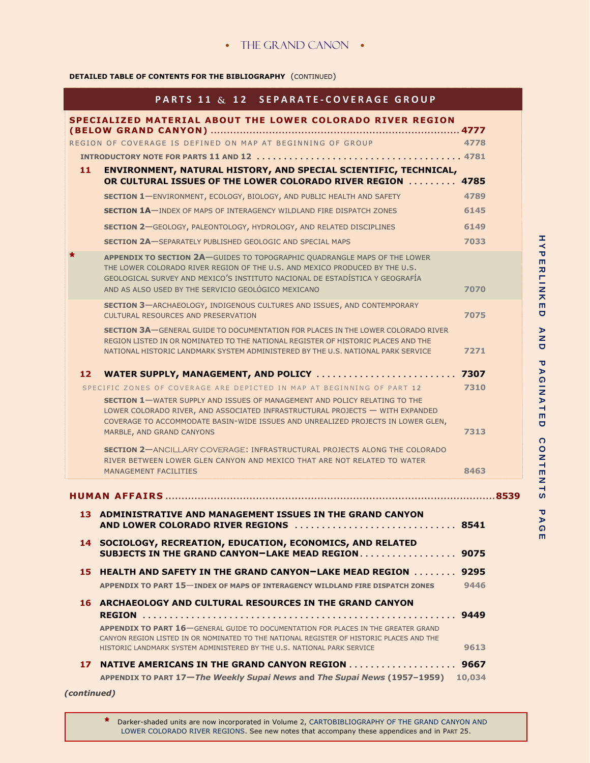**DETAILED TABLE OF CONTENTS FOR THE BIBLIOGRAPHY** (CONTINUED)

## PARTS 11 & 12 SEPARATE-COVERAGE GROUP

**SPECIALIZED MATERIAL ABOUT THE LOWER COLORADO RIVER REGION (BELOW GRAND CANYON)** .......... 4777

REGION OF COVERAGE IS DEFINED ON MAP AT BEGINNING OF GROUP 4778

**INTRODUCTORY NOTE FOR PARTS 11 AND 12** .......... 4781

**11 ENVIRONMENT, NATURAL HISTORY, AND SPECIAL SCIENTIFIC, TECHNICAL, OR CULTURAL ISSUES OF THE LOWER COLORADO RIVER REGION** .......... **4785**

- **SECTION 1**—ENVIRONMENT, ECOLOGY, BIOLOGY, AND PUBLIC HEALTH AND SAFETY 4789
- **SECTION 1A**—INDEX OF MAPS OF INTERAGENCY WILDLAND FIRE DISPATCH ZONES 6145
- **SECTION 2**—GEOLOGY, PALEONTOLOGY, HYDROLOGY, AND RELATED DISCIPLINES 6149
- **SECTION 2A**—SEPARATELY PUBLISHED GEOLOGIC AND SPECIAL MAPS 7033
- \* **APPENDIX TO SECTION 2A**—GUIDES TO TOPOGRAPHIC QUADRANGLE MAPS OF THE LOWER THE LOWER COLORADO RIVER REGION OF THE U.S. AND MEXICO PRODUCED BY THE U.S. GEOLOGICAL SURVEY AND MEXICO'S INSTITUTO NACIONAL DE ESTADÍSTICA Y GEOGRAFÍA AND AS ALSO USED BY THE SERVICIO GEOLÓGICO MEXICANO 7070
- **SECTION 3**—ARCHAEOLOGY, INDIGENOUS CULTURES AND ISSUES, AND CONTEMPORARY CULTURAL RESOURCES AND PRESERVATION 7075
- **SECTION 3A**—GENERAL GUIDE TO DOCUMENTATION FOR PLACES IN THE LOWER COLORADO RIVER REGION LISTED IN OR NOMINATED TO THE NATIONAL REGISTER OF HISTORIC PLACES AND THE NATIONAL HISTORIC LANDMARK SYSTEM ADMINISTERED BY THE U.S. NATIONAL PARK SERVICE 7271

**12 WATER SUPPLY, MANAGEMENT, AND POLICY** .......... **7307**

SPECIFIC ZONES OF COVERAGE ARE DEPICTED IN MAP AT BEGINNING OF PART 12 7310

- **SECTION 1**—WATER SUPPLY AND ISSUES OF MANAGEMENT AND POLICY RELATING TO THE LOWER COLORADO RIVER, AND ASSOCIATED INFRASTRUCTURAL PROJECTS — WITH EXPANDED COVERAGE TO ACCOMMODATE BASIN-WIDE ISSUES AND UNREALIZED PROJECTS IN LOWER GLEN, MARBLE, AND GRAND CANYONS 7313
- **SECTION 2**—ANCILLARY COVERAGE: INFRASTRUCTURAL PROJECTS ALONG THE COLORADO RIVER BETWEEN LOWER GLEN CANYON AND MEXICO THAT ARE NOT RELATED TO WATER MANAGEMENT FACILITIES 8463

## HUMAN AFFAIRS .......... 8539

**13 ADMINISTRATIVE AND MANAGEMENT ISSUES IN THE GRAND CANYON AND LOWER COLORADO RIVER REGIONS** .......... **8541**

**14 SOCIOLOGY, RECREATION, EDUCATION, ECONOMICS, AND RELATED SUBJECTS IN THE GRAND CANYON–LAKE MEAD REGION** .......... **9075**

**15 HEALTH AND SAFETY IN THE GRAND CANYON–LAKE MEAD REGION** .......... **9295**

- **APPENDIX TO PART 15—INDEX OF MAPS OF INTERAGENCY WILDLAND FIRE DISPATCH ZONES** 9446

**16 ARCHAEOLOGY AND CULTURAL RESOURCES IN THE GRAND CANYON REGION** .......... **9449**

- **APPENDIX TO PART 16**—GENERAL GUIDE TO DOCUMENTATION FOR PLACES IN THE GREATER GRAND CANYON REGION LISTED IN OR NOMINATED TO THE NATIONAL REGISTER OF HISTORIC PLACES AND THE HISTORIC LANDMARK SYSTEM ADMINISTERED BY THE U.S. NATIONAL PARK SERVICE 9613

**17 NATIVE AMERICANS IN THE GRAND CANYON REGION** .......... **9667**

- **APPENDIX TO PART 17—*The Weekly Supai News* and *The Supai News* (1957–1959)** 10,034

***(continued)***

\* Darker-shaded units are now incorporated in Volume 2, CARTOBIBLIOGRAPHY OF THE GRAND CANYON AND LOWER COLORADO RIVER REGIONS. See new notes that accompany these appendices and in PART 25.

HYPERLINKED AND PAGINATED CONTENTS PAGE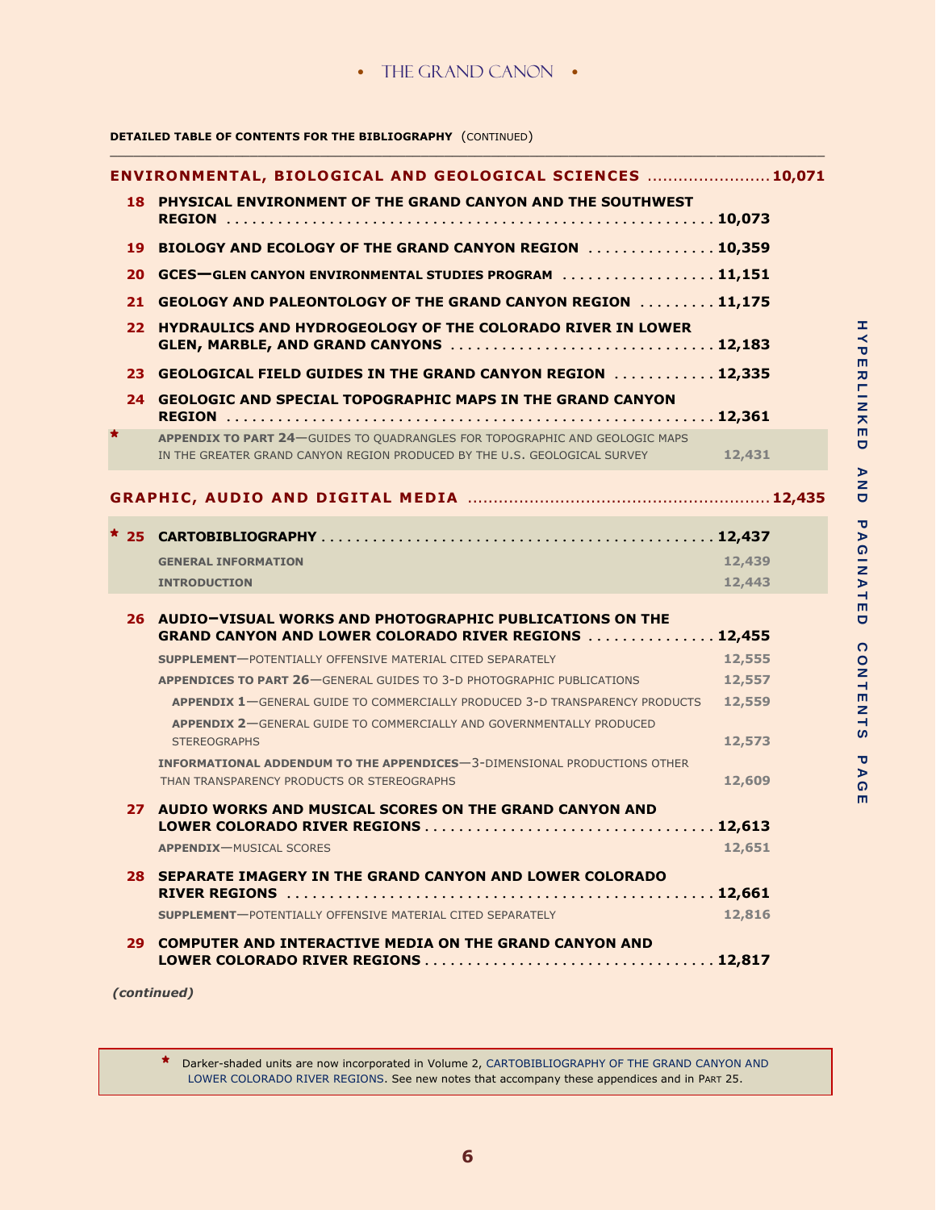**DETAILED TABLE OF CONTENTS FOR THE BIBLIOGRAPHY** (CONTINUED)

## ENVIRONMENTAL, BIOLOGICAL AND GEOLOGICAL SCIENCES .......... 10,071

**18 PHYSICAL ENVIRONMENT OF THE GRAND CANYON AND THE SOUTHWEST REGION** .......... **10,073**

**19 BIOLOGY AND ECOLOGY OF THE GRAND CANYON REGION** .......... **10,359**

**20 GCES—GLEN CANYON ENVIRONMENTAL STUDIES PROGRAM** .......... **11,151**

**21 GEOLOGY AND PALEONTOLOGY OF THE GRAND CANYON REGION** .......... **11,175**

**22 HYDRAULICS AND HYDROGEOLOGY OF THE COLORADO RIVER IN LOWER GLEN, MARBLE, AND GRAND CANYONS** .......... **12,183**

**23 GEOLOGICAL FIELD GUIDES IN THE GRAND CANYON REGION** .......... **12,335**

**24 GEOLOGIC AND SPECIAL TOPOGRAPHIC MAPS IN THE GRAND CANYON REGION** .......... **12,361**

\* **APPENDIX TO PART 24**—GUIDES TO QUADRANGLES FOR TOPOGRAPHIC AND GEOLOGIC MAPS IN THE GREATER GRAND CANYON REGION PRODUCED BY THE U.S. GEOLOGICAL SURVEY 12,431

## GRAPHIC, AUDIO AND DIGITAL MEDIA .......... 12,435

\* **25 CARTOBIBLIOGRAPHY** .......... **12,437**

- **GENERAL INFORMATION** 12,439
- **INTRODUCTION** 12,443

**26 AUDIO–VISUAL WORKS AND PHOTOGRAPHIC PUBLICATIONS ON THE GRAND CANYON AND LOWER COLORADO RIVER REGIONS** .......... **12,455**

- **SUPPLEMENT**—POTENTIALLY OFFENSIVE MATERIAL CITED SEPARATELY 12,555
- **APPENDICES TO PART 26**—GENERAL GUIDES TO 3-D PHOTOGRAPHIC PUBLICATIONS 12,557
  - **APPENDIX 1**—GENERAL GUIDE TO COMMERCIALLY PRODUCED 3-D TRANSPARENCY PRODUCTS 12,559
  - **APPENDIX 2**—GENERAL GUIDE TO COMMERCIALLY AND GOVERNMENTALLY PRODUCED STEREOGRAPHS 12,573
- **INFORMATIONAL ADDENDUM TO THE APPENDICES**—3-DIMENSIONAL PRODUCTIONS OTHER THAN TRANSPARENCY PRODUCTS OR STEREOGRAPHS 12,609

**27 AUDIO WORKS AND MUSICAL SCORES ON THE GRAND CANYON AND LOWER COLORADO RIVER REGIONS** .......... **12,613**

- **APPENDIX**—MUSICAL SCORES 12,651

**28 SEPARATE IMAGERY IN THE GRAND CANYON AND LOWER COLORADO RIVER REGIONS** .......... **12,661**

- **SUPPLEMENT**—POTENTIALLY OFFENSIVE MATERIAL CITED SEPARATELY 12,816

**29 COMPUTER AND INTERACTIVE MEDIA ON THE GRAND CANYON AND LOWER COLORADO RIVER REGIONS** .......... **12,817**

***(continued)***

\* Darker-shaded units are now incorporated in Volume 2, CARTOBIBLIOGRAPHY OF THE GRAND CANYON AND LOWER COLORADO RIVER REGIONS. See new notes that accompany these appendices and in PART 25.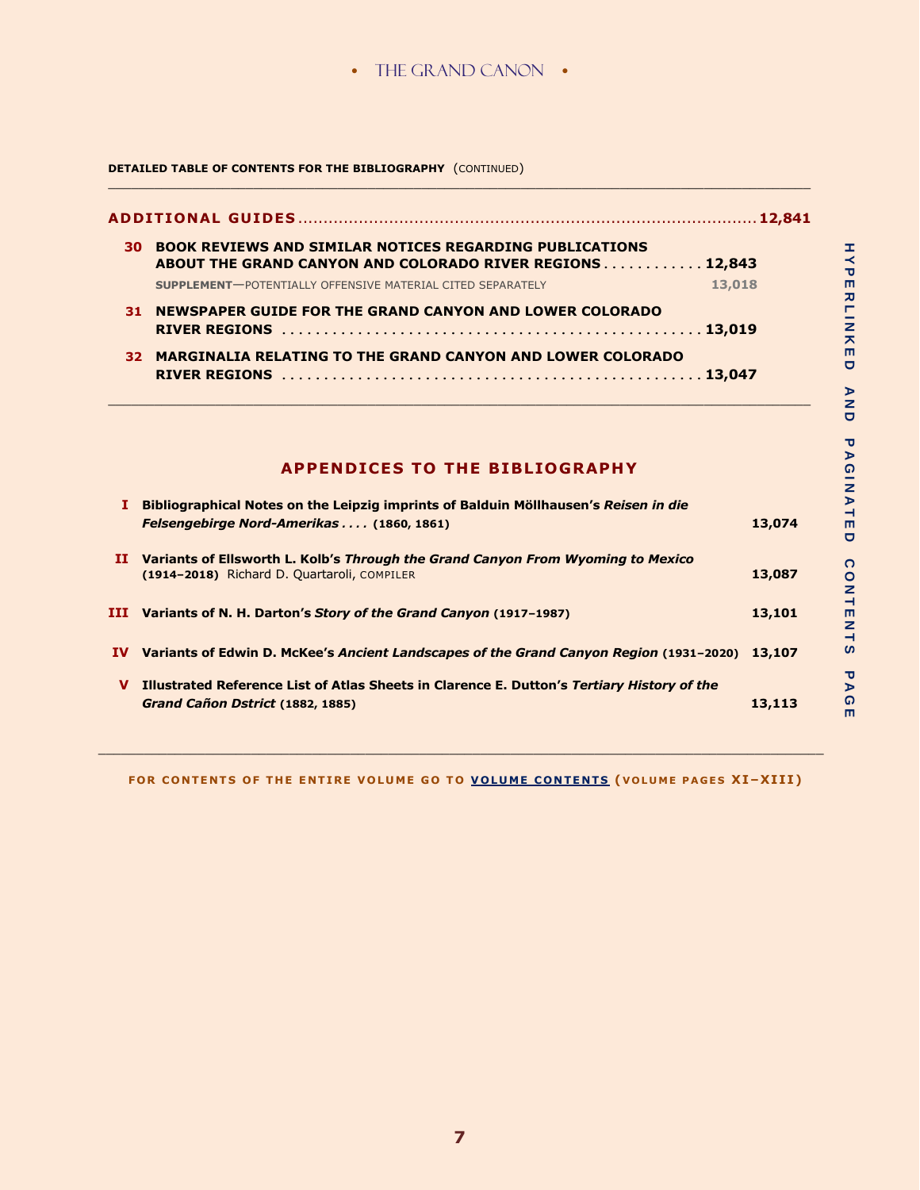**DETAILED TABLE OF CONTENTS FOR THE BIBLIOGRAPHY** (CONTINUED)

---

## ADDITIONAL GUIDES ........ 12,841

**30 BOOK REVIEWS AND SIMILAR NOTICES REGARDING PUBLICATIONS ABOUT THE GRAND CANYON AND COLORADO RIVER REGIONS ........ 12,843**

**SUPPLEMENT**—POTENTIALLY OFFENSIVE MATERIAL CITED SEPARATELY 13,018

**31 NEWSPAPER GUIDE FOR THE GRAND CANYON AND LOWER COLORADO RIVER REGIONS ........ 13,019**

**32 MARGINALIA RELATING TO THE GRAND CANYON AND LOWER COLORADO RIVER REGIONS ........ 13,047**

---

## APPENDICES TO THE BIBLIOGRAPHY

| | | |
|---|---|---|
| **I** | **Bibliographical Notes on the Leipzig imprints of Balduin Möllhausen's *Reisen in die Felsengebirge Nord-Amerikas . . . .* (1860, 1861)** | **13,074** |
| **II** | **Variants of Ellsworth L. Kolb's *Through the Grand Canyon From Wyoming to Mexico* (1914–2018)** Richard D. Quartaroli, COMPILER | **13,087** |
| **III** | **Variants of N. H. Darton's *Story of the Grand Canyon* (1917–1987)** | **13,101** |
| **IV** | **Variants of Edwin D. McKee's *Ancient Landscapes of the Grand Canyon Region* (1931–2020)** | **13,107** |
| **V** | **Illustrated Reference List of Atlas Sheets in Clarence E. Dutton's *Tertiary History of the Grand Cañon Dstrict* (1882, 1885)** | **13,113** |

---

**FOR CONTENTS OF THE ENTIRE VOLUME GO TO VOLUME CONTENTS (VOLUME PAGES XI–XIII)**